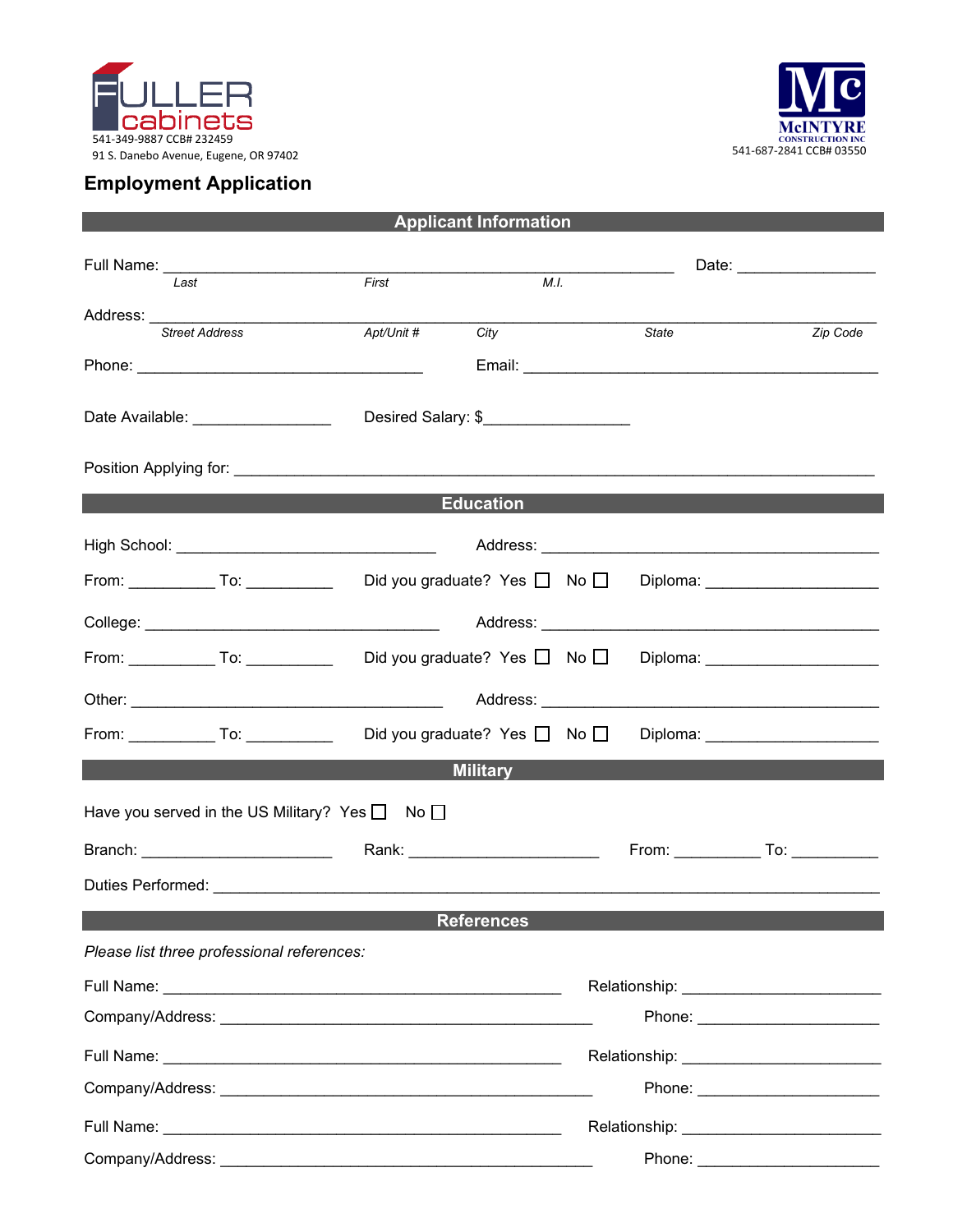FULLER cabinets

541-349-9887 CCB# 232459

91 S. Danebo Avenue, Eugene, OR 97402

McINTYRE CONSTRUCTION INC

541-687-2841 CCB# 03550

# Employment Application

## Applicant Information

Full Name: ____________________________________________ Date: ______________

*Last* *First* *M.I.*

Address: ________________________________________________________________

*Street Address* *Apt/Unit #* *City* *State* *Zip Code*

Phone: ______________________________ Email: ______________________________

Date Available: ______________ Desired Salary: $______________

Position Applying for: ___________________________________________________

## Education

High School: __________________________ Address: ______________________________

From: _________ To: _________ Did you graduate? Yes ☐ No ☐ Diploma: ______________

College: ______________________________ Address: ______________________________

From: _________ To: _________ Did you graduate? Yes ☐ No ☐ Diploma: ______________

Other: ________________________________ Address: ______________________________

From: _________ To: _________ Did you graduate? Yes ☐ No ☐ Diploma: ______________

## Military

Have you served in the US Military? Yes ☐ No ☐

Branch: ____________________ Rank: ____________________ From: _________ To: _________

Duties Performed: ________________________________________________________

## References

*Please list three professional references:*

Full Name: ______________________________________ Relationship: ____________________

Company/Address: ________________________________ Phone: ____________________

Full Name: ______________________________________ Relationship: ____________________

Company/Address: ________________________________ Phone: ____________________

Full Name: ______________________________________ Relationship: ____________________

Company/Address: ________________________________ Phone: ____________________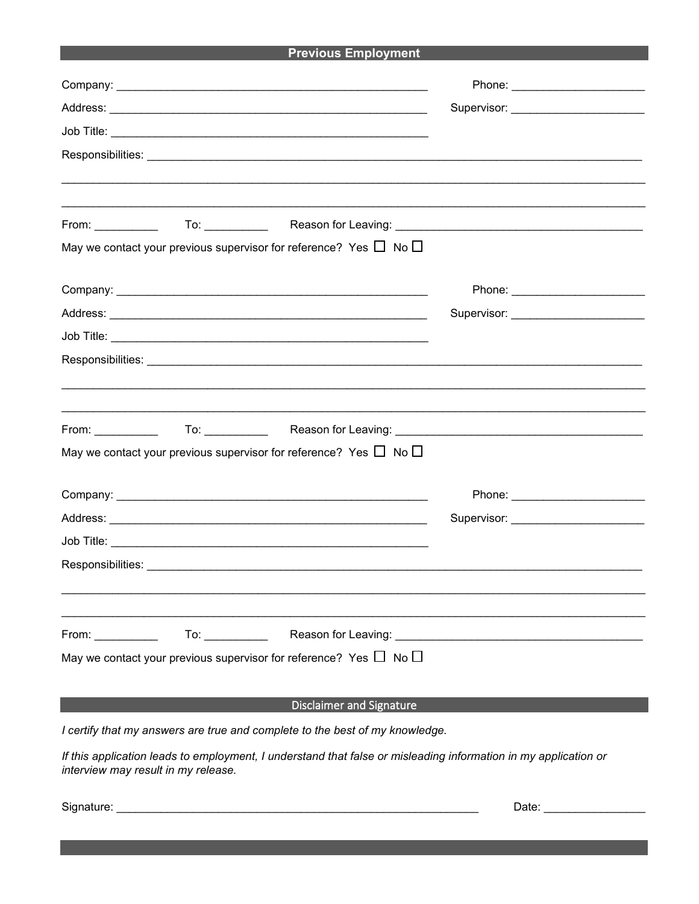## Previous Employment

Company: ___________________________________________________ Phone: _____________________

Address: ___________________________________________________ Supervisor: _____________________

Job Title: ___________________________________________________

Responsibilities: ______________________________________________________________________________

_______________________________________________________________________________________________

_______________________________________________________________________________________________

From: __________ To: __________ Reason for Leaving: _______________________________________

May we contact your previous supervisor for reference? Yes ☐ No ☐

Company: ___________________________________________________ Phone: _____________________

Address: ___________________________________________________ Supervisor: _____________________

Job Title: ___________________________________________________

Responsibilities: ______________________________________________________________________________

_______________________________________________________________________________________________

_______________________________________________________________________________________________

From: __________ To: __________ Reason for Leaving: _______________________________________

May we contact your previous supervisor for reference? Yes ☐ No ☐

Company: ___________________________________________________ Phone: _____________________

Address: ___________________________________________________ Supervisor: _____________________

Job Title: ___________________________________________________

Responsibilities: ______________________________________________________________________________

_______________________________________________________________________________________________

_______________________________________________________________________________________________

From: __________ To: __________ Reason for Leaving: _______________________________________

May we contact your previous supervisor for reference? Yes ☐ No ☐

## Disclaimer and Signature

*I certify that my answers are true and complete to the best of my knowledge.*

*If this application leads to employment, I understand that false or misleading information in my application or interview may result in my release.*

Signature: ___________________________________________________________ Date: ________________